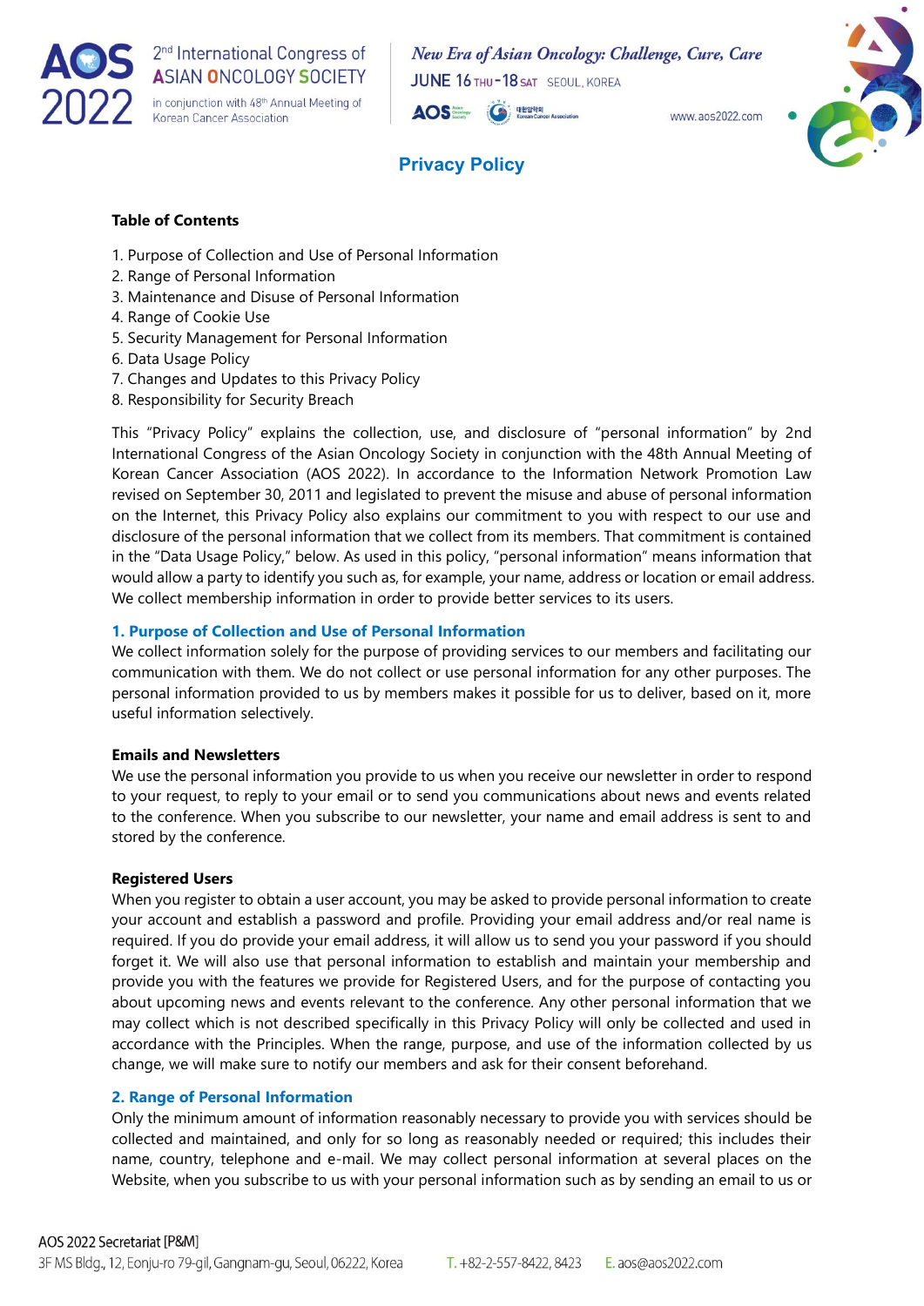# Privacy Policy

**Table of Contents**

1. Purpose of Collection and Use of Personal Information
2. Range of Personal Information
3. Maintenance and Disuse of Personal Information
4. Range of Cookie Use
5. Security Management for Personal Information
6. Data Usage Policy
7. Changes and Updates to this Privacy Policy
8. Responsibility for Security Breach

This "Privacy Policy" explains the collection, use, and disclosure of "personal information" by 2nd International Congress of the Asian Oncology Society in conjunction with the 48th Annual Meeting of Korean Cancer Association (AOS 2022). In accordance to the Information Network Promotion Law revised on September 30, 2011 and legislated to prevent the misuse and abuse of personal information on the Internet, this Privacy Policy also explains our commitment to you with respect to our use and disclosure of the personal information that we collect from its members. That commitment is contained in the "Data Usage Policy," below. As used in this policy, "personal information" means information that would allow a party to identify you such as, for example, your name, address or location or email address. We collect membership information in order to provide better services to its users.

## 1. Purpose of Collection and Use of Personal Information

We collect information solely for the purpose of providing services to our members and facilitating our communication with them. We do not collect or use personal information for any other purposes. The personal information provided to us by members makes it possible for us to deliver, based on it, more useful information selectively.

**Emails and Newsletters**

We use the personal information you provide to us when you receive our newsletter in order to respond to your request, to reply to your email or to send you communications about news and events related to the conference. When you subscribe to our newsletter, your name and email address is sent to and stored by the conference.

**Registered Users**

When you register to obtain a user account, you may be asked to provide personal information to create your account and establish a password and profile. Providing your email address and/or real name is required. If you do provide your email address, it will allow us to send you your password if you should forget it. We will also use that personal information to establish and maintain your membership and provide you with the features we provide for Registered Users, and for the purpose of contacting you about upcoming news and events relevant to the conference. Any other personal information that we may collect which is not described specifically in this Privacy Policy will only be collected and used in accordance with the Principles. When the range, purpose, and use of the information collected by us change, we will make sure to notify our members and ask for their consent beforehand.

## 2. Range of Personal Information

Only the minimum amount of information reasonably necessary to provide you with services should be collected and maintained, and only for so long as reasonably needed or required; this includes their name, country, telephone and e-mail. We may collect personal information at several places on the Website, when you subscribe to us with your personal information such as by sending an email to us or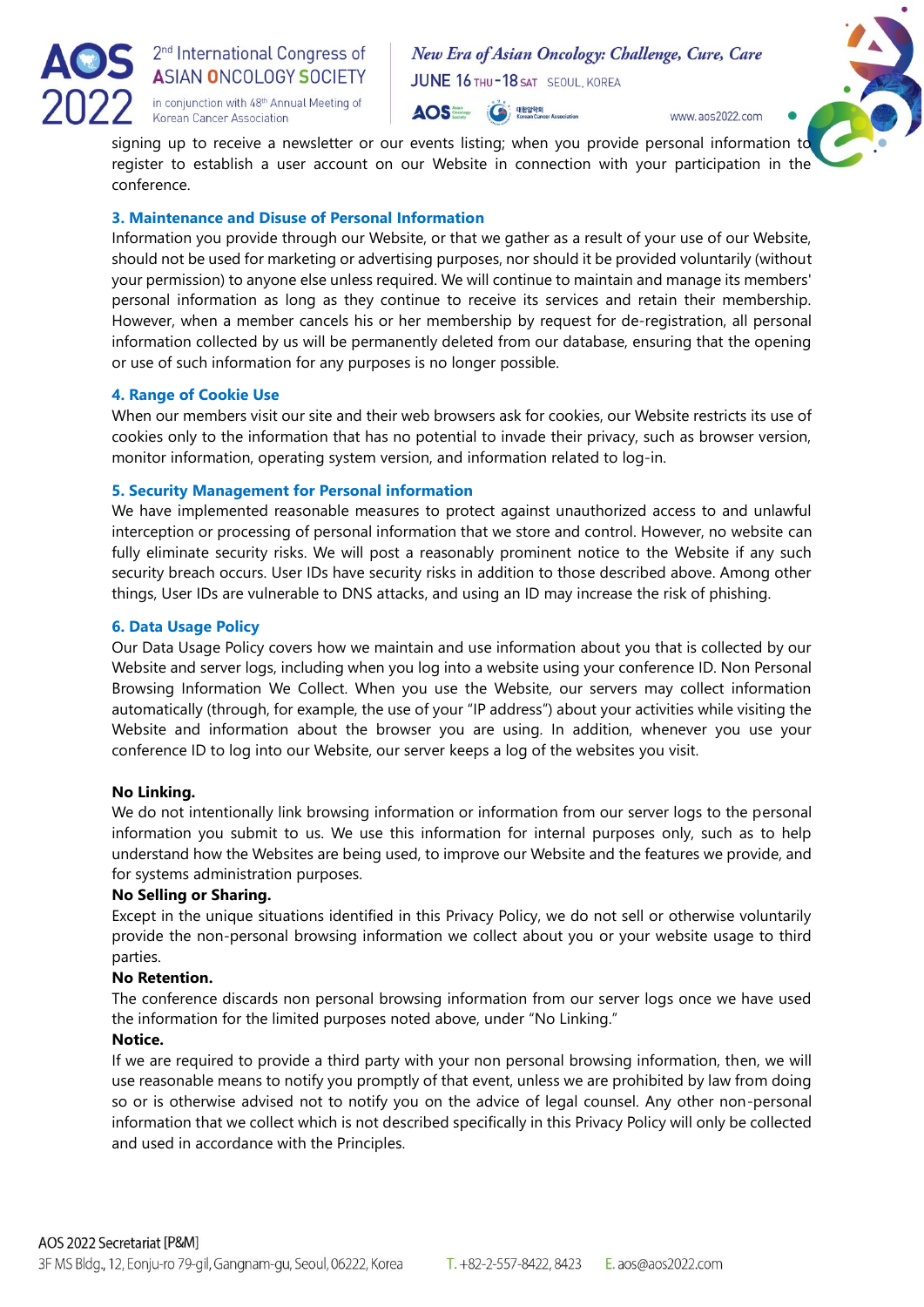signing up to receive a newsletter or our events listing; when you provide personal information to register to establish a user account on our Website in connection with your participation in the conference.

### 3. Maintenance and Disuse of Personal Information

Information you provide through our Website, or that we gather as a result of your use of our Website, should not be used for marketing or advertising purposes, nor should it be provided voluntarily (without your permission) to anyone else unless required. We will continue to maintain and manage its members' personal information as long as they continue to receive its services and retain their membership. However, when a member cancels his or her membership by request for de-registration, all personal information collected by us will be permanently deleted from our database, ensuring that the opening or use of such information for any purposes is no longer possible.

### 4. Range of Cookie Use

When our members visit our site and their web browsers ask for cookies, our Website restricts its use of cookies only to the information that has no potential to invade their privacy, such as browser version, monitor information, operating system version, and information related to log-in.

### 5. Security Management for Personal information

We have implemented reasonable measures to protect against unauthorized access to and unlawful interception or processing of personal information that we store and control. However, no website can fully eliminate security risks. We will post a reasonably prominent notice to the Website if any such security breach occurs. User IDs have security risks in addition to those described above. Among other things, User IDs are vulnerable to DNS attacks, and using an ID may increase the risk of phishing.

### 6. Data Usage Policy

Our Data Usage Policy covers how we maintain and use information about you that is collected by our Website and server logs, including when you log into a website using your conference ID. Non Personal Browsing Information We Collect. When you use the Website, our servers may collect information automatically (through, for example, the use of your "IP address") about your activities while visiting the Website and information about the browser you are using. In addition, whenever you use your conference ID to log into our Website, our server keeps a log of the websites you visit.

**No Linking.**

We do not intentionally link browsing information or information from our server logs to the personal information you submit to us. We use this information for internal purposes only, such as to help understand how the Websites are being used, to improve our Website and the features we provide, and for systems administration purposes.

**No Selling or Sharing.**

Except in the unique situations identified in this Privacy Policy, we do not sell or otherwise voluntarily provide the non-personal browsing information we collect about you or your website usage to third parties.

**No Retention.**

The conference discards non personal browsing information from our server logs once we have used the information for the limited purposes noted above, under "No Linking."

**Notice.**

If we are required to provide a third party with your non personal browsing information, then, we will use reasonable means to notify you promptly of that event, unless we are prohibited by law from doing so or is otherwise advised not to notify you on the advice of legal counsel. Any other non-personal information that we collect which is not described specifically in this Privacy Policy will only be collected and used in accordance with the Principles.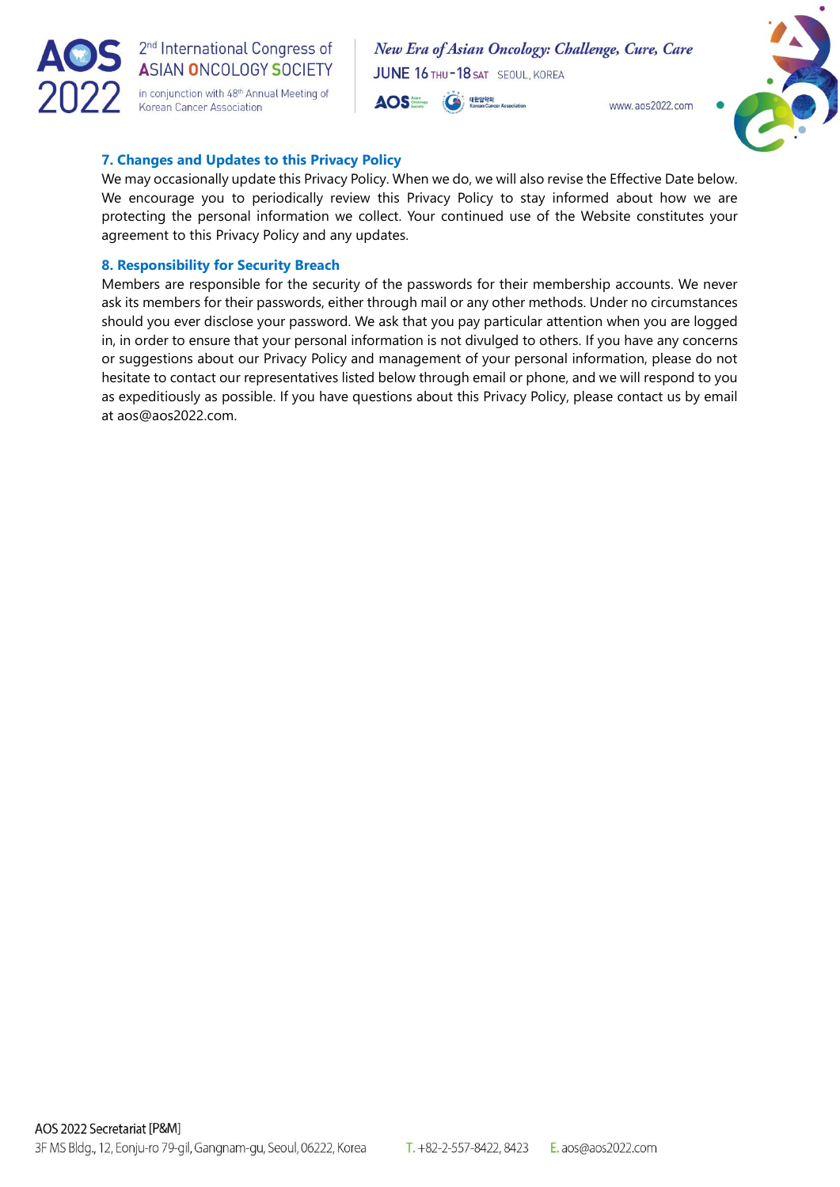### 7. Changes and Updates to this Privacy Policy

We may occasionally update this Privacy Policy. When we do, we will also revise the Effective Date below. We encourage you to periodically review this Privacy Policy to stay informed about how we are protecting the personal information we collect. Your continued use of the Website constitutes your agreement to this Privacy Policy and any updates.

### 8. Responsibility for Security Breach

Members are responsible for the security of the passwords for their membership accounts. We never ask its members for their passwords, either through mail or any other methods. Under no circumstances should you ever disclose your password. We ask that you pay particular attention when you are logged in, in order to ensure that your personal information is not divulged to others. If you have any concerns or suggestions about our Privacy Policy and management of your personal information, please do not hesitate to contact our representatives listed below through email or phone, and we will respond to you as expeditiously as possible. If you have questions about this Privacy Policy, please contact us by email at aos@aos2022.com.